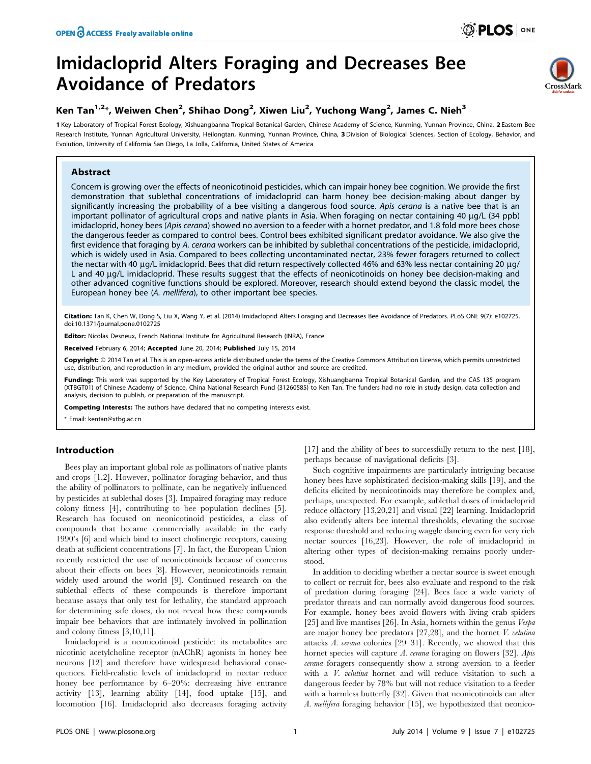# Imidacloprid Alters Foraging and Decreases Bee Avoidance of Predators

Ken Tan[1,2]*, Weiwen Chen[2], Shihao Dong[2], Xiwen Liu[2], Yuchong Wang[2], James C. Nieh[3]

1 Key Laboratory of Tropical Forest Ecology, Xishuangbanna Tropical Botanical Garden, Chinese Academy of Science, Kunming, Yunnan Province, China, 2 Eastern Bee Research Institute, Yunnan Agricultural University, Heilongtan, Kunming, Yunnan Province, China, 3 Division of Biological Sciences, Section of Ecology, Behavior, and Evolution, University of California San Diego, La Jolla, California, United States of America

## Abstract

Concern is growing over the effects of neonicotinoid pesticides, which can impair honey bee cognition. We provide the first demonstration that sublethal concentrations of imidacloprid can harm honey bee decision-making about danger by significantly increasing the probability of a bee visiting a dangerous food source. *Apis cerana* is a native bee that is an important pollinator of agricultural crops and native plants in Asia. When foraging on nectar containing 40 µg/L (34 ppb) imidacloprid, honey bees (*Apis cerana*) showed no aversion to a feeder with a hornet predator, and 1.8 fold more bees chose the dangerous feeder as compared to control bees. Control bees exhibited significant predator avoidance. We also give the first evidence that foraging by *A. cerana* workers can be inhibited by sublethal concentrations of the pesticide, imidacloprid, which is widely used in Asia. Compared to bees collecting uncontaminated nectar, 23% fewer foragers returned to collect the nectar with 40 µg/L imidacloprid. Bees that did return respectively collected 46% and 63% less nectar containing 20 µg/L and 40 µg/L imidacloprid. These results suggest that the effects of neonicotinoids on honey bee decision-making and other advanced cognitive functions should be explored. Moreover, research should extend beyond the classic model, the European honey bee (*A. mellifera*), to other important bee species.

**Citation:** Tan K, Chen W, Dong S, Liu X, Wang Y, et al. (2014) Imidacloprid Alters Foraging and Decreases Bee Avoidance of Predators. PLoS ONE 9(7): e102725. doi:10.1371/journal.pone.0102725

**Editor:** Nicolas Desneux, French National Institute for Agricultural Research (INRA), France

**Received** February 6, 2014; **Accepted** June 20, 2014; **Published** July 15, 2014

**Copyright:** © 2014 Tan et al. This is an open-access article distributed under the terms of the Creative Commons Attribution License, which permits unrestricted use, distribution, and reproduction in any medium, provided the original author and source are credited.

**Funding:** This work was supported by the Key Laboratory of Tropical Forest Ecology, Xishuangbanna Tropical Botanical Garden, and the CAS 135 program (XTBGT01) of Chinese Academy of Science, China National Research Fund (31260585) to Ken Tan. The funders had no role in study design, data collection and analysis, decision to publish, or preparation of the manuscript.

**Competing Interests:** The authors have declared that no competing interests exist.

* Email: kentan@xtbg.ac.cn

## Introduction

Bees play an important global role as pollinators of native plants and crops [1,2]. However, pollinator foraging behavior, and thus the ability of pollinators to pollinate, can be negatively influenced by pesticides at sublethal doses [3]. Impaired foraging may reduce colony fitness [4], contributing to bee population declines [5]. Research has focused on neonicotinoid pesticides, a class of compounds that became commercially available in the early 1990's [6] and which bind to insect cholinergic receptors, causing death at sufficient concentrations [7]. In fact, the European Union recently restricted the use of neonicotinoids because of concerns about their effects on bees [8]. However, neonicotinoids remain widely used around the world [9]. Continued research on the sublethal effects of these compounds is therefore important because assays that only test for lethality, the standard approach for determining safe doses, do not reveal how these compounds impair bee behaviors that are intimately involved in pollination and colony fitness [3,10,11].

Imidacloprid is a neonicotinoid pesticide: its metabolites are nicotinic acetylcholine receptor (nAChR) agonists in honey bee neurons [12] and therefore have widespread behavioral consequences. Field-realistic levels of imidacloprid in nectar reduce honey bee performance by 6–20%: decreasing hive entrance activity [13], learning ability [14], food uptake [15], and locomotion [16]. Imidacloprid also decreases foraging activity [17] and the ability of bees to successfully return to the nest [18], perhaps because of navigational deficits [3].

Such cognitive impairments are particularly intriguing because honey bees have sophisticated decision-making skills [19], and the deficits elicited by neonicotinoids may therefore be complex and, perhaps, unexpected. For example, sublethal doses of imidacloprid reduce olfactory [13,20,21] and visual [22] learning. Imidacloprid also evidently alters bee internal thresholds, elevating the sucrose response threshold and reducing waggle dancing even for very rich nectar sources [16,23]. However, the role of imidacloprid in altering other types of decision-making remains poorly understood.

In addition to deciding whether a nectar source is sweet enough to collect or recruit for, bees also evaluate and respond to the risk of predation during foraging [24]. Bees face a wide variety of predator threats and can normally avoid dangerous food sources. For example, honey bees avoid flowers with living crab spiders [25] and live mantises [26]. In Asia, hornets within the genus *Vespa* are major honey bee predators [27,28], and the hornet *V. velutina* attacks *A. cerana* colonies [29–31]. Recently, we showed that this hornet species will capture *A. cerana* foraging on flowers [32]. *Apis cerana* foragers consequently show a strong aversion to a feeder with a *V. velutina* hornet and will reduce visitation to such a dangerous feeder by 78% but will not reduce visitation to a feeder with a harmless butterfly [32]. Given that neonicotinoids can alter *A. mellifera* foraging behavior [15], we hypothesized that neonico-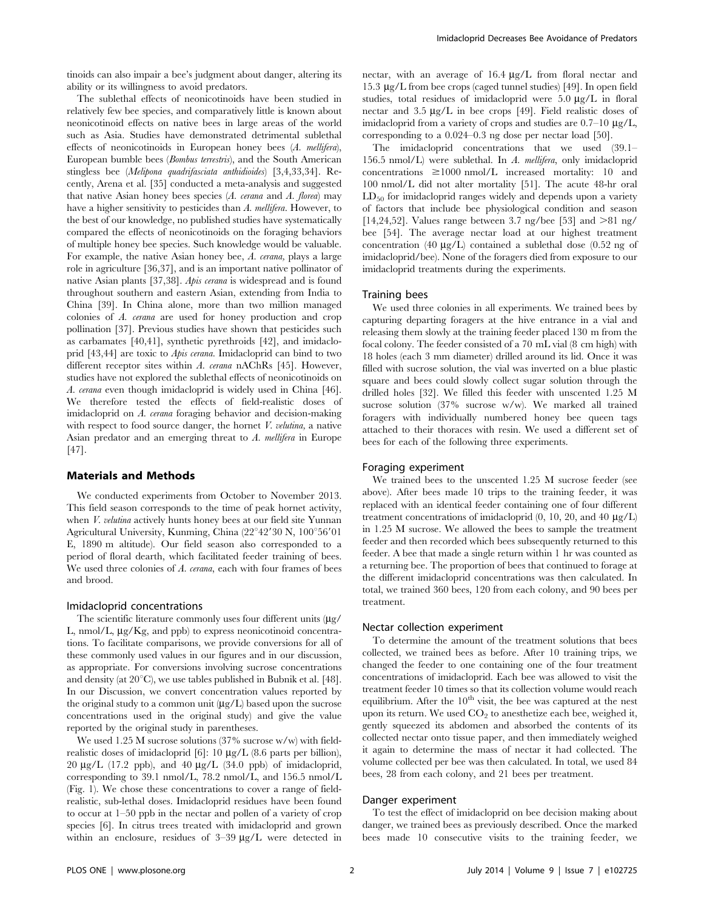tinoids can also impair a bee's judgment about danger, altering its ability or its willingness to avoid predators.

The sublethal effects of neonicotinoids have been studied in relatively few bee species, and comparatively little is known about neonicotinoid effects on native bees in large areas of the world such as Asia. Studies have demonstrated detrimental sublethal effects of neonicotinoids in European honey bees (*A. mellifera*), European bumble bees (*Bombus terrestris*), and the South American stingless bee (*Melipona quadrifasciata anthidioides*) [3,4,33,34]. Recently, Arena et al. [35] conducted a meta-analysis and suggested that native Asian honey bees species (*A. cerana* and *A. florea*) may have a higher sensitivity to pesticides than *A. mellifera*. However, to the best of our knowledge, no published studies have systematically compared the effects of neonicotinoids on the foraging behaviors of multiple honey bee species. Such knowledge would be valuable. For example, the native Asian honey bee, *A. cerana*, plays a large role in agriculture [36,37], and is an important native pollinator of native Asian plants [37,38]. *Apis cerana* is widespread and is found throughout southern and eastern Asian, extending from India to China [39]. In China alone, more than two million managed colonies of *A. cerana* are used for honey production and crop pollination [37]. Previous studies have shown that pesticides such as carbamates [40,41], synthetic pyrethroids [42], and imidacloprid [43,44] are toxic to *Apis cerana*. Imidacloprid can bind to two different receptor sites within *A. cerana* nAChRs [45]. However, studies have not explored the sublethal effects of neonicotinoids on *A. cerana* even though imidacloprid is widely used in China [46]. We therefore tested the effects of field-realistic doses of imidacloprid on *A. cerana* foraging behavior and decision-making with respect to food source danger, the hornet *V. velutina*, a native Asian predator and an emerging threat to *A. mellifera* in Europe [47].

## Materials and Methods

We conducted experiments from October to November 2013. This field season corresponds to the time of peak hornet activity, when *V. velutina* actively hunts honey bees at our field site Yunnan Agricultural University, Kunming, China (22°42′30 N, 100°56′01 E, 1890 m altitude). Our field season also corresponded to a period of floral dearth, which facilitated feeder training of bees. We used three colonies of *A. cerana*, each with four frames of bees and brood.

### Imidacloprid concentrations

The scientific literature commonly uses four different units (μg/L, nmol/L, μg/Kg, and ppb) to express neonicotinoid concentrations. To facilitate comparisons, we provide conversions for all of these commonly used values in our figures and in our discussion, as appropriate. For conversions involving sucrose concentrations and density (at 20°C), we use tables published in Bubnik et al. [48]. In our Discussion, we convert concentration values reported by the original study to a common unit (μg/L) based upon the sucrose concentrations used in the original study) and give the value reported by the original study in parentheses.

We used 1.25 M sucrose solutions (37% sucrose w/w) with field-realistic doses of imidacloprid [6]: 10 μg/L (8.6 parts per billion), 20 μg/L (17.2 ppb), and 40 μg/L (34.0 ppb) of imidacloprid, corresponding to 39.1 nmol/L, 78.2 nmol/L, and 156.5 nmol/L (Fig. 1). We chose these concentrations to cover a range of field-realistic, sub-lethal doses. Imidacloprid residues have been found to occur at 1–50 ppb in the nectar and pollen of a variety of crop species [6]. In citrus trees treated with imidacloprid and grown within an enclosure, residues of 3–39 μg/L were detected in nectar, with an average of 16.4 μg/L from floral nectar and 15.3 μg/L from bee crops (caged tunnel studies) [49]. In open field studies, total residues of imidacloprid were 5.0 μg/L in floral nectar and 3.5 μg/L in bee crops [49]. Field realistic doses of imidacloprid from a variety of crops and studies are 0.7–10 μg/L, corresponding to a 0.024–0.3 ng dose per nectar load [50].

The imidacloprid concentrations that we used (39.1–156.5 nmol/L) were sublethal. In *A. mellifera*, only imidacloprid concentrations ≥1000 nmol/L increased mortality: 10 and 100 nmol/L did not alter mortality [51]. The acute 48-hr oral $LD_{50}$ for imidacloprid ranges widely and depends upon a variety of factors that include bee physiological condition and season [14,24,52]. Values range between 3.7 ng/bee [53] and >81 ng/bee [54]. The average nectar load at our highest treatment concentration (40 μg/L) contained a sublethal dose (0.52 ng of imidacloprid/bee). None of the foragers died from exposure to our imidacloprid treatments during the experiments.

### Training bees

We used three colonies in all experiments. We trained bees by capturing departing foragers at the hive entrance in a vial and releasing them slowly at the training feeder placed 130 m from the focal colony. The feeder consisted of a 70 mL vial (8 cm high) with 18 holes (each 3 mm diameter) drilled around its lid. Once it was filled with sucrose solution, the vial was inverted on a blue plastic square and bees could slowly collect sugar solution through the drilled holes [32]. We filled this feeder with unscented 1.25 M sucrose solution (37% sucrose w/w). We marked all trained foragers with individually numbered honey bee queen tags attached to their thoraces with resin. We used a different set of bees for each of the following three experiments.

### Foraging experiment

We trained bees to the unscented 1.25 M sucrose feeder (see above). After bees made 10 trips to the training feeder, it was replaced with an identical feeder containing one of four different treatment concentrations of imidacloprid (0, 10, 20, and 40 μg/L) in 1.25 M sucrose. We allowed the bees to sample the treatment feeder and then recorded which bees subsequently returned to this feeder. A bee that made a single return within 1 hr was counted as a returning bee. The proportion of bees that continued to forage at the different imidacloprid concentrations was then calculated. In total, we trained 360 bees, 120 from each colony, and 90 bees per treatment.

### Nectar collection experiment

To determine the amount of the treatment solutions that bees collected, we trained bees as before. After 10 training trips, we changed the feeder to one containing one of the four treatment concentrations of imidacloprid. Each bee was allowed to visit the treatment feeder 10 times so that its collection volume would reach equilibrium. After the 10th visit, the bee was captured at the nest upon its return. We used $CO_2$ to anesthetize each bee, weighed it, gently squeezed its abdomen and absorbed the contents of its collected nectar onto tissue paper, and then immediately weighed it again to determine the mass of nectar it had collected. The volume collected per bee was then calculated. In total, we used 84 bees, 28 from each colony, and 21 bees per treatment.

### Danger experiment

To test the effect of imidacloprid on bee decision making about danger, we trained bees as previously described. Once the marked bees made 10 consecutive visits to the training feeder, we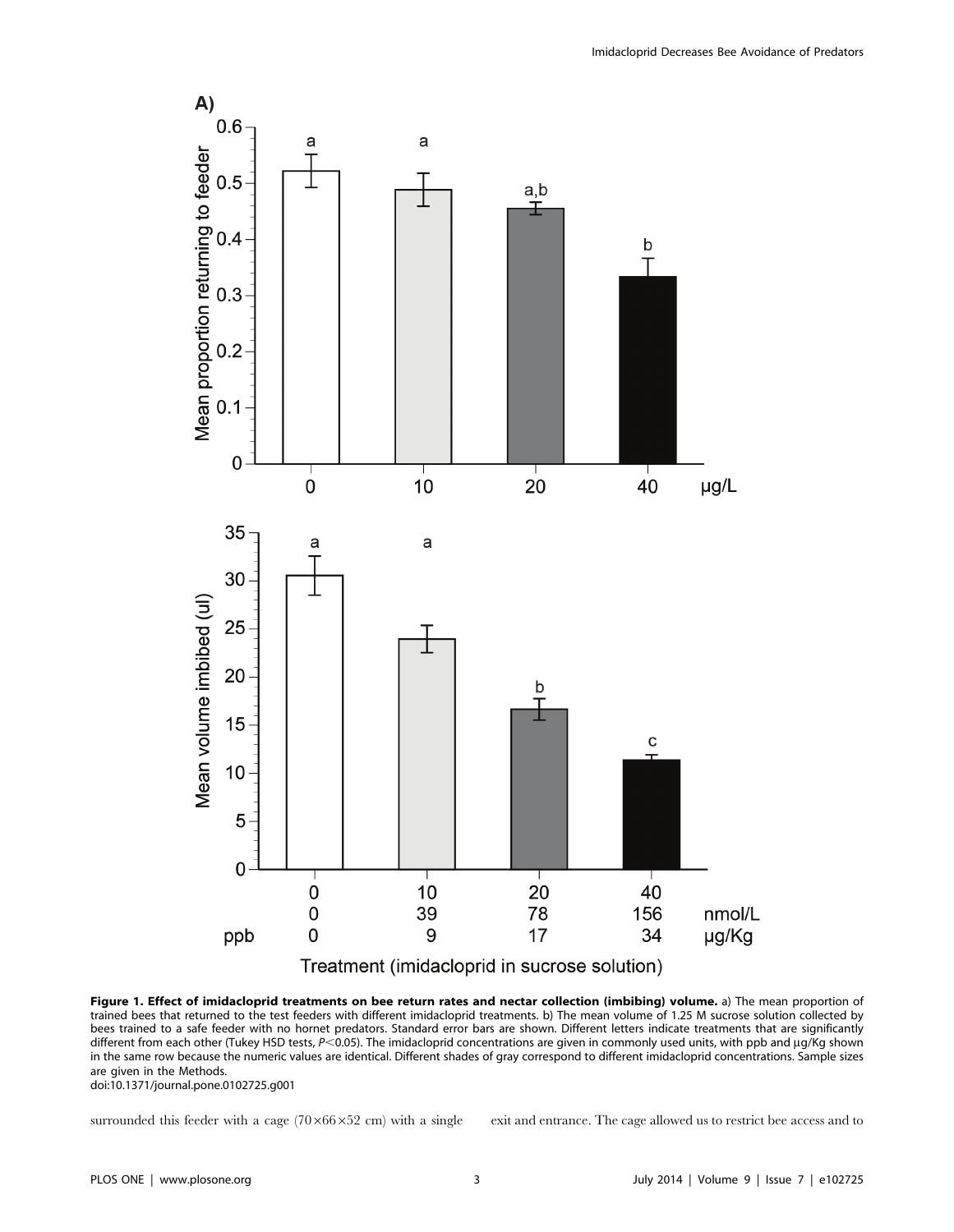**Figure 1. Effect of imidacloprid treatments on bee return rates and nectar collection (imbibing) volume.** a) The mean proportion of trained bees that returned to the test feeders with different imidacloprid treatments. b) The mean volume of 1.25 M sucrose solution collected by bees trained to a safe feeder with no hornet predators. Standard error bars are shown. Different letters indicate treatments that are significantly different from each other (Tukey HSD tests, $P<0.05$). The imidacloprid concentrations are given in commonly used units, with ppb and μg/Kg shown in the same row because the numeric values are identical. Different shades of gray correspond to different imidacloprid concentrations. Sample sizes are given in the Methods.
doi:10.1371/journal.pone.0102725.g001

surrounded this feeder with a cage (70×66×52 cm) with a single exit and entrance. The cage allowed us to restrict bee access and to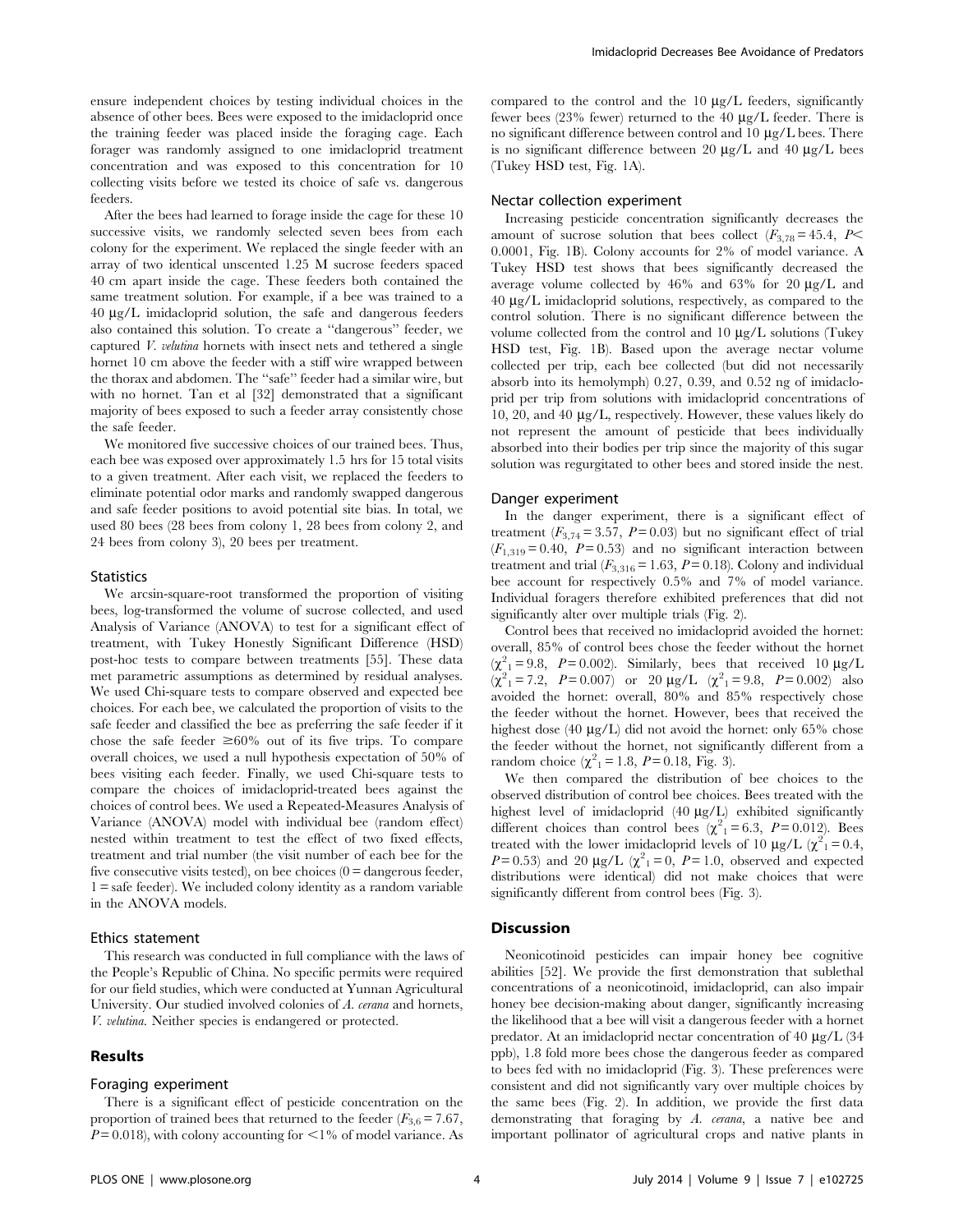ensure independent choices by testing individual choices in the absence of other bees. Bees were exposed to the imidacloprid once the training feeder was placed inside the foraging cage. Each forager was randomly assigned to one imidacloprid treatment concentration and was exposed to this concentration for 10 collecting visits before we tested its choice of safe vs. dangerous feeders.

After the bees had learned to forage inside the cage for these 10 successive visits, we randomly selected seven bees from each colony for the experiment. We replaced the single feeder with an array of two identical unscented 1.25 M sucrose feeders spaced 40 cm apart inside the cage. These feeders both contained the same treatment solution. For example, if a bee was trained to a 40 μg/L imidacloprid solution, the safe and dangerous feeders also contained this solution. To create a "dangerous" feeder, we captured *V. velutina* hornets with insect nets and tethered a single hornet 10 cm above the feeder with a stiff wire wrapped between the thorax and abdomen. The "safe" feeder had a similar wire, but with no hornet. Tan et al [32] demonstrated that a significant majority of bees exposed to such a feeder array consistently chose the safe feeder.

We monitored five successive choices of our trained bees. Thus, each bee was exposed over approximately 1.5 hrs for 15 total visits to a given treatment. After each visit, we replaced the feeders to eliminate potential odor marks and randomly swapped dangerous and safe feeder positions to avoid potential site bias. In total, we used 80 bees (28 bees from colony 1, 28 bees from colony 2, and 24 bees from colony 3), 20 bees per treatment.

### Statistics

We arcsin-square-root transformed the proportion of visiting bees, log-transformed the volume of sucrose collected, and used Analysis of Variance (ANOVA) to test for a significant effect of treatment, with Tukey Honestly Significant Difference (HSD) post-hoc tests to compare between treatments [55]. These data met parametric assumptions as determined by residual analyses. We used Chi-square tests to compare observed and expected bee choices. For each bee, we calculated the proportion of visits to the safe feeder and classified the bee as preferring the safe feeder if it chose the safe feeder ≥60% out of its five trips. To compare overall choices, we used a null hypothesis expectation of 50% of bees visiting each feeder. Finally, we used Chi-square tests to compare the choices of imidacloprid-treated bees against the choices of control bees. We used a Repeated-Measures Analysis of Variance (ANOVA) model with individual bee (random effect) nested within treatment to test the effect of two fixed effects, treatment and trial number (the visit number of each bee for the five consecutive visits tested), on bee choices (0 = dangerous feeder, 1 = safe feeder). We included colony identity as a random variable in the ANOVA models.

### Ethics statement

This research was conducted in full compliance with the laws of the People's Republic of China. No specific permits were required for our field studies, which were conducted at Yunnan Agricultural University. Our studied involved colonies of *A. cerana* and hornets, *V. velutina*. Neither species is endangered or protected.

## Results

### Foraging experiment

There is a significant effect of pesticide concentration on the proportion of trained bees that returned to the feeder ($F_{3,6} = 7.67$, $P = 0.018$), with colony accounting for <1% of model variance. As compared to the control and the 10 μg/L feeders, significantly fewer bees (23% fewer) returned to the 40 μg/L feeder. There is no significant difference between control and 10 μg/L bees. There is no significant difference between 20 μg/L and 40 μg/L bees (Tukey HSD test, Fig. 1A).

### Nectar collection experiment

Increasing pesticide concentration significantly decreases the amount of sucrose solution that bees collect ($F_{3,78} = 45.4$, $P < 0.0001$, Fig. 1B). Colony accounts for 2% of model variance. A Tukey HSD test shows that bees significantly decreased the average volume collected by 46% and 63% for 20 μg/L and 40 μg/L imidacloprid solutions, respectively, as compared to the control solution. There is no significant difference between the volume collected from the control and 10 μg/L solutions (Tukey HSD test, Fig. 1B). Based upon the average nectar volume collected per trip, each bee collected (but did not necessarily absorb into its hemolymph) 0.27, 0.39, and 0.52 ng of imidacloprid per trip from solutions with imidacloprid concentrations of 10, 20, and 40 μg/L, respectively. However, these values likely do not represent the amount of pesticide that bees individually absorbed into their bodies per trip since the majority of this sugar solution was regurgitated to other bees and stored inside the nest.

### Danger experiment

In the danger experiment, there is a significant effect of treatment ($F_{3,74} = 3.57$, $P = 0.03$) but no significant effect of trial ($F_{1,319} = 0.40$, $P = 0.53$) and no significant interaction between treatment and trial ($F_{3,316} = 1.63$, $P = 0.18$). Colony and individual bee account for respectively 0.5% and 7% of model variance. Individual foragers therefore exhibited preferences that did not significantly alter over multiple trials (Fig. 2).

Control bees that received no imidacloprid avoided the hornet: overall, 85% of control bees chose the feeder without the hornet ($\chi^2_1 = 9.8$, $P = 0.002$). Similarly, bees that received 10 μg/L ($\chi^2_1 = 7.2$, $P = 0.007$) or 20 μg/L ($\chi^2_1 = 9.8$, $P = 0.002$) also avoided the hornet: overall, 80% and 85% respectively chose the feeder without the hornet. However, bees that received the highest dose (40 μg/L) did not avoid the hornet: only 65% chose the feeder without the hornet, not significantly different from a random choice ($\chi^2_1 = 1.8$, $P = 0.18$, Fig. 3).

We then compared the distribution of bee choices to the observed distribution of control bee choices. Bees treated with the highest level of imidacloprid (40 μg/L) exhibited significantly different choices than control bees ($\chi^2_1 = 6.3$, $P = 0.012$). Bees treated with the lower imidacloprid levels of 10 μg/L ($\chi^2_1 = 0.4$, $P = 0.53$) and 20 μg/L ($\chi^2_1 = 0$, $P = 1.0$, observed and expected distributions were identical) did not make choices that were significantly different from control bees (Fig. 3).

## Discussion

Neonicotinoid pesticides can impair honey bee cognitive abilities [52]. We provide the first demonstration that sublethal concentrations of a neonicotinoid, imidacloprid, can also impair honey bee decision-making about danger, significantly increasing the likelihood that a bee will visit a dangerous feeder with a hornet predator. At an imidacloprid nectar concentration of 40 μg/L (34 ppb), 1.8 fold more bees chose the dangerous feeder as compared to bees fed with no imidacloprid (Fig. 3). These preferences were consistent and did not significantly vary over multiple choices by the same bees (Fig. 2). In addition, we provide the first data demonstrating that foraging by *A. cerana*, a native bee and important pollinator of agricultural crops and native plants in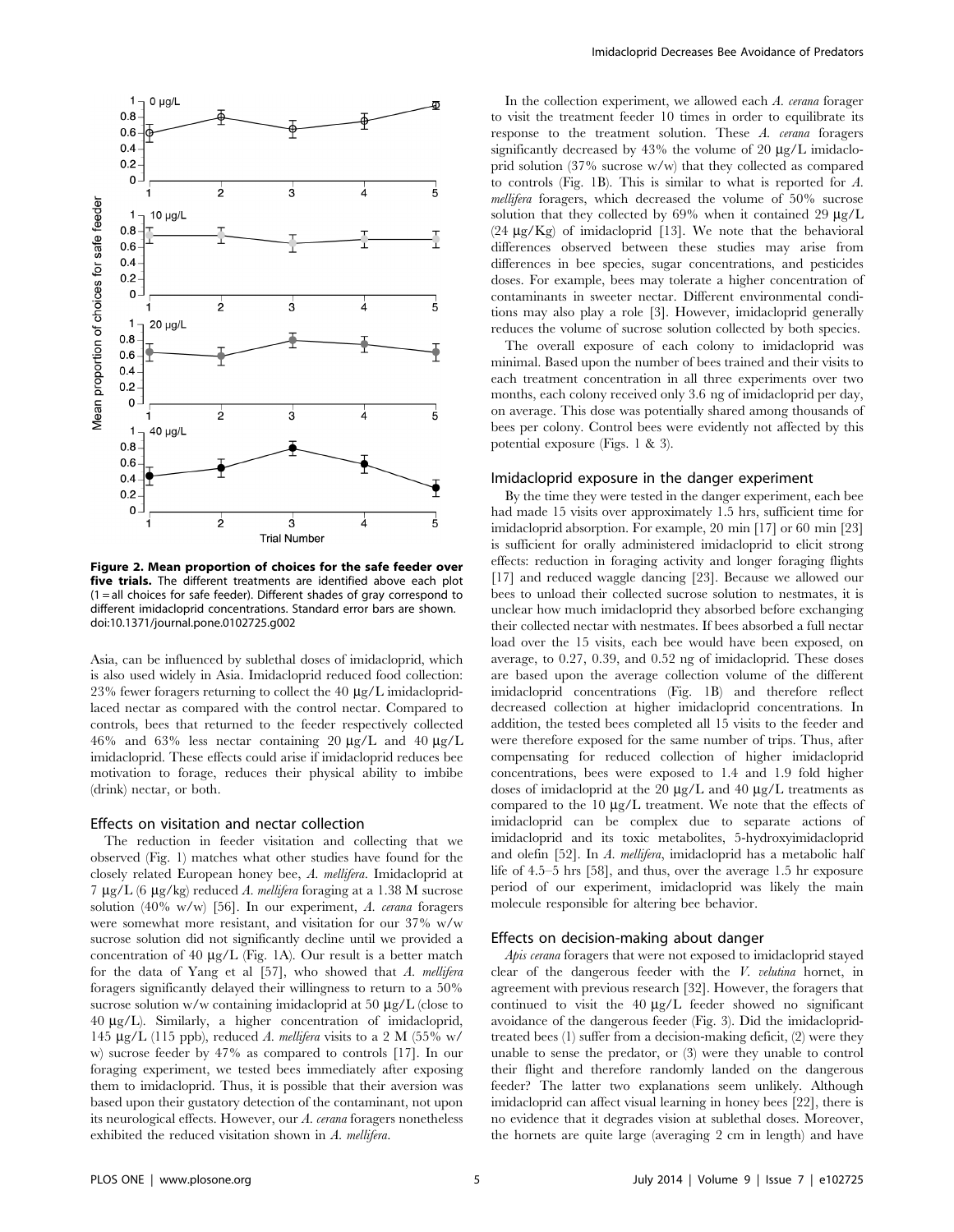Figure 2. Mean proportion of choices for the safe feeder over five trials. The different treatments are identified above each plot (1 = all choices for safe feeder). Different shades of gray correspond to different imidacloprid concentrations. Standard error bars are shown. doi:10.1371/journal.pone.0102725.g002

Asia, can be influenced by sublethal doses of imidacloprid, which is also used widely in Asia. Imidacloprid reduced food collection: 23% fewer foragers returning to collect the 40 μg/L imidacloprid-laced nectar as compared with the control nectar. Compared to controls, bees that returned to the feeder respectively collected 46% and 63% less nectar containing 20 μg/L and 40 μg/L imidacloprid. These effects could arise if imidacloprid reduces bee motivation to forage, reduces their physical ability to imbibe (drink) nectar, or both.

### Effects on visitation and nectar collection

The reduction in feeder visitation and collecting that we observed (Fig. 1) matches what other studies have found for the closely related European honey bee, *A. mellifera*. Imidacloprid at 7 μg/L (6 μg/kg) reduced *A. mellifera* foraging at a 1.38 M sucrose solution (40% w/w) [56]. In our experiment, *A. cerana* foragers were somewhat more resistant, and visitation for our 37% w/w sucrose solution did not significantly decline until we provided a concentration of 40 μg/L (Fig. 1A). Our result is a better match for the data of Yang et al [57], who showed that *A. mellifera* foragers significantly delayed their willingness to return to a 50% sucrose solution w/w containing imidacloprid at 50 μg/L (close to 40 μg/L). Similarly, a higher concentration of imidacloprid, 145 μg/L (115 ppb), reduced *A. mellifera* visits to a 2 M (55% w/w) sucrose feeder by 47% as compared to controls [17]. In our foraging experiment, we tested bees immediately after exposing them to imidacloprid. Thus, it is possible that their aversion was based upon their gustatory detection of the contaminant, not upon its neurological effects. However, our *A. cerana* foragers nonetheless exhibited the reduced visitation shown in *A. mellifera*.

In the collection experiment, we allowed each *A. cerana* forager to visit the treatment feeder 10 times in order to equilibrate its response to the treatment solution. These *A. cerana* foragers significantly decreased by 43% the volume of 20 μg/L imidacloprid solution (37% sucrose w/w) that they collected as compared to controls (Fig. 1B). This is similar to what is reported for *A. mellifera* foragers, which decreased the volume of 50% sucrose solution that they collected by 69% when it contained 29 μg/L (24 μg/Kg) of imidacloprid [13]. We note that the behavioral differences observed between these studies may arise from differences in bee species, sugar concentrations, and pesticides doses. For example, bees may tolerate a higher concentration of contaminants in sweeter nectar. Different environmental conditions may also play a role [3]. However, imidacloprid generally reduces the volume of sucrose solution collected by both species.

The overall exposure of each colony to imidacloprid was minimal. Based upon the number of bees trained and their visits to each treatment concentration in all three experiments over two months, each colony received only 3.6 ng of imidacloprid per day, on average. This dose was potentially shared among thousands of bees per colony. Control bees were evidently not affected by this potential exposure (Figs. 1 & 3).

### Imidacloprid exposure in the danger experiment

By the time they were tested in the danger experiment, each bee had made 15 visits over approximately 1.5 hrs, sufficient time for imidacloprid absorption. For example, 20 min [17] or 60 min [23] is sufficient for orally administered imidacloprid to elicit strong effects: reduction in foraging activity and longer foraging flights [17] and reduced waggle dancing [23]. Because we allowed our bees to unload their collected sucrose solution to nestmates, it is unclear how much imidacloprid they absorbed before exchanging their collected nectar with nestmates. If bees absorbed a full nectar load over the 15 visits, each bee would have been exposed, on average, to 0.27, 0.39, and 0.52 ng of imidacloprid. These doses are based upon the average collection volume of the different imidacloprid concentrations (Fig. 1B) and therefore reflect decreased collection at higher imidacloprid concentrations. In addition, the tested bees completed all 15 visits to the feeder and were therefore exposed for the same number of trips. Thus, after compensating for reduced collection of higher imidacloprid concentrations, bees were exposed to 1.4 and 1.9 fold higher doses of imidacloprid at the 20 μg/L and 40 μg/L treatments as compared to the 10 μg/L treatment. We note that the effects of imidacloprid can be complex due to separate actions of imidacloprid and its toxic metabolites, 5-hydroxyimidacloprid and olefin [52]. In *A. mellifera*, imidacloprid has a metabolic half life of 4.5–5 hrs [58], and thus, over the average 1.5 hr exposure period of our experiment, imidacloprid was likely the main molecule responsible for altering bee behavior.

### Effects on decision-making about danger

*Apis cerana* foragers that were not exposed to imidacloprid stayed clear of the dangerous feeder with the *V. velutina* hornet, in agreement with previous research [32]. However, the foragers that continued to visit the 40 μg/L feeder showed no significant avoidance of the dangerous feeder (Fig. 3). Did the imidacloprid-treated bees (1) suffer from a decision-making deficit, (2) were they unable to sense the predator, or (3) were they unable to control their flight and therefore randomly landed on the dangerous feeder? The latter two explanations seem unlikely. Although imidacloprid can affect visual learning in honey bees [22], there is no evidence that it degrades vision at sublethal doses. Moreover, the hornets are quite large (averaging 2 cm in length) and have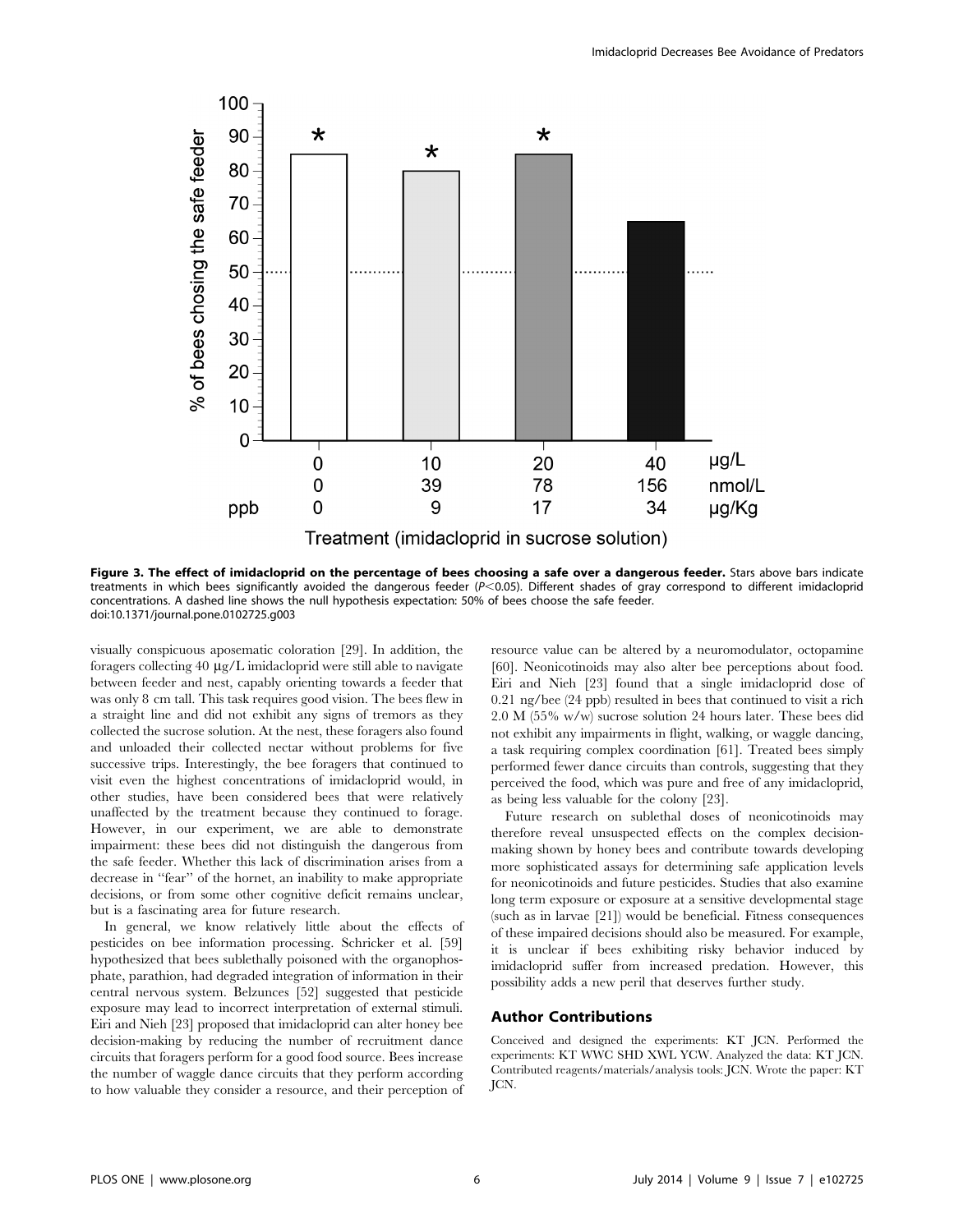**Figure 3. The effect of imidacloprid on the percentage of bees choosing a safe over a dangerous feeder.** Stars above bars indicate treatments in which bees significantly avoided the dangerous feeder ($P<0.05$). Different shades of gray correspond to different imidacloprid concentrations. A dashed line shows the null hypothesis expectation: 50% of bees choose the safe feeder.
doi:10.1371/journal.pone.0102725.g003

visually conspicuous aposematic coloration [29]. In addition, the foragers collecting 40 μg/L imidacloprid were still able to navigate between feeder and nest, capably orienting towards a feeder that was only 8 cm tall. This task requires good vision. The bees flew in a straight line and did not exhibit any signs of tremors as they collected the sucrose solution. At the nest, these foragers also found and unloaded their collected nectar without problems for five successive trips. Interestingly, the bee foragers that continued to visit even the highest concentrations of imidacloprid would, in other studies, have been considered bees that were relatively unaffected by the treatment because they continued to forage. However, in our experiment, we are able to demonstrate impairment: these bees did not distinguish the dangerous from the safe feeder. Whether this lack of discrimination arises from a decrease in "fear" of the hornet, an inability to make appropriate decisions, or from some other cognitive deficit remains unclear, but is a fascinating area for future research.

In general, we know relatively little about the effects of pesticides on bee information processing. Schricker et al. [59] hypothesized that bees sublethally poisoned with the organophosphate, parathion, had degraded integration of information in their central nervous system. Belzunces [52] suggested that pesticide exposure may lead to incorrect interpretation of external stimuli. Eiri and Nieh [23] proposed that imidacloprid can alter honey bee decision-making by reducing the number of recruitment dance circuits that foragers perform for a good food source. Bees increase the number of waggle dance circuits that they perform according to how valuable they consider a resource, and their perception of resource value can be altered by a neuromodulator, octopamine [60]. Neonicotinoids may also alter bee perceptions about food. Eiri and Nieh [23] found that a single imidacloprid dose of 0.21 ng/bee (24 ppb) resulted in bees that continued to visit a rich 2.0 M (55% w/w) sucrose solution 24 hours later. These bees did not exhibit any impairments in flight, walking, or waggle dancing, a task requiring complex coordination [61]. Treated bees simply performed fewer dance circuits than controls, suggesting that they perceived the food, which was pure and free of any imidacloprid, as being less valuable for the colony [23].

Future research on sublethal doses of neonicotinoids may therefore reveal unsuspected effects on the complex decision-making shown by honey bees and contribute towards developing more sophisticated assays for determining safe application levels for neonicotinoids and future pesticides. Studies that also examine long term exposure or exposure at a sensitive developmental stage (such as in larvae [21]) would be beneficial. Fitness consequences of these impaired decisions should also be measured. For example, it is unclear if bees exhibiting risky behavior induced by imidacloprid suffer from increased predation. However, this possibility adds a new peril that deserves further study.

## Author Contributions

Conceived and designed the experiments: KT JCN. Performed the experiments: KT WWC SHD XWL YCW. Analyzed the data: KT JCN. Contributed reagents/materials/analysis tools: JCN. Wrote the paper: KT JCN.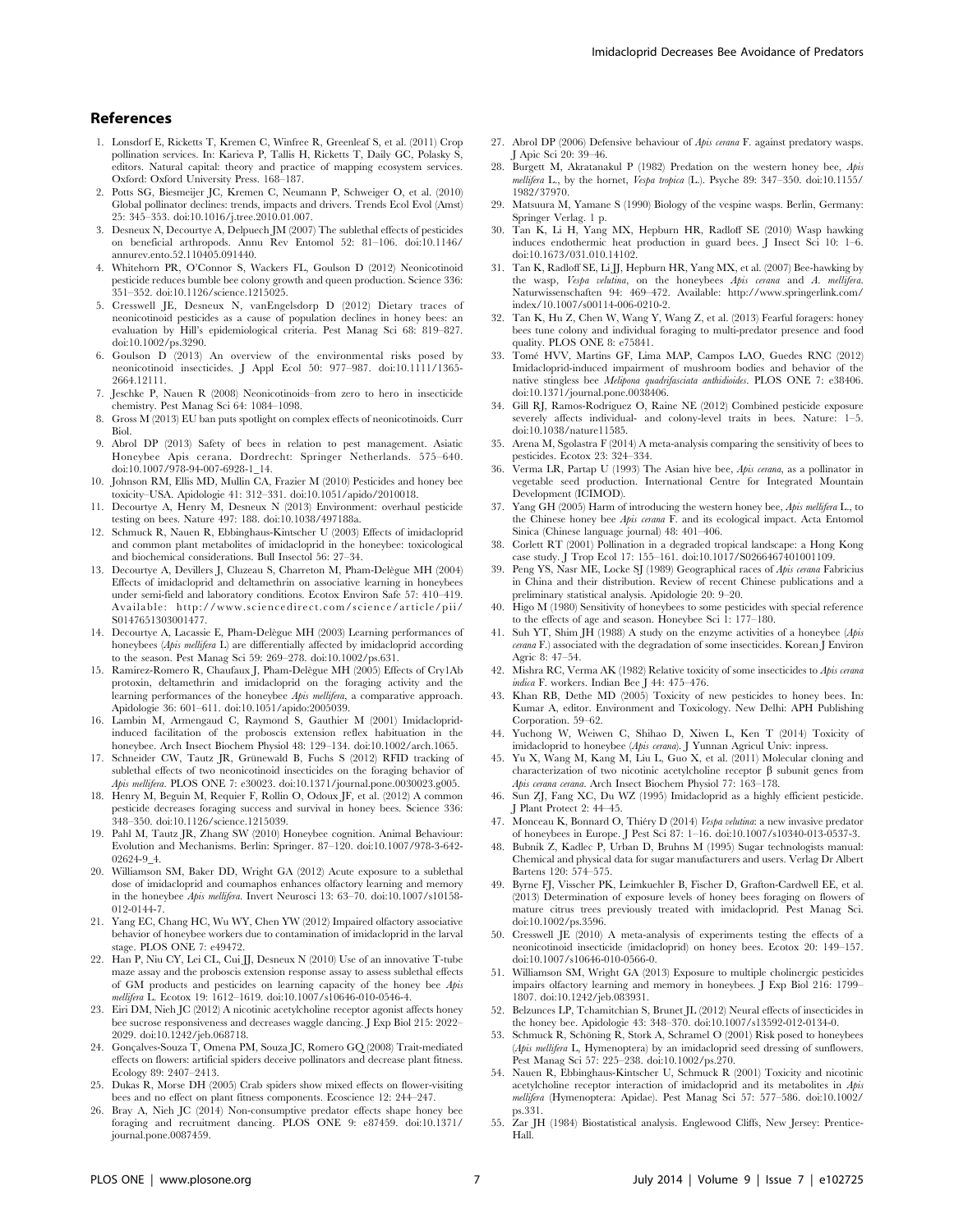## References

1. Lonsdorf E, Ricketts T, Kremen C, Winfree R, Greenleaf S, et al. (2011) Crop pollination services. In: Karieva P, Tallis H, Ricketts T, Daily GC, Polasky S, editors. Natural capital: theory and practice of mapping ecosystem services. Oxford: Oxford University Press. 168–187.
2. Potts SG, Biesmeijer JC, Kremen C, Neumann P, Schweiger O, et al. (2010) Global pollinator declines: trends, impacts and drivers. Trends Ecol Evol (Amst) 25: 345–353. doi:10.1016/j.tree.2010.01.007.
3. Desneux N, Decourtye A, Delpuech JM (2007) The sublethal effects of pesticides on beneficial arthropods. Annu Rev Entomol 52: 81–106. doi:10.1146/annurev.ento.52.110405.091440.
4. Whitehorn PR, O'Connor S, Wackers FL, Goulson D (2012) Neonicotinoid pesticide reduces bumble bee colony growth and queen production. Science 336: 351–352. doi:10.1126/science.1215025.
5. Cresswell JE, Desneux N, vanEngelsdorp D (2012) Dietary traces of neonicotinoid pesticides as a cause of population declines in honey bees: an evaluation by Hill's epidemiological criteria. Pest Manag Sci 68: 819–827. doi:10.1002/ps.3290.
6. Goulson D (2013) An overview of the environmental risks posed by neonicotinoid insecticides. J Appl Ecol 50: 977–987. doi:10.1111/1365-2664.12111.
7. Jeschke P, Nauen R (2008) Neonicotinoids–from zero to hero in insecticide chemistry. Pest Manag Sci 64: 1084–1098.
8. Gross M (2013) EU ban puts spotlight on complex effects of neonicotinoids. Curr Biol.
9. Abrol DP (2013) Safety of bees in relation to pest management. Asiatic Honeybee Apis cerana. Dordrecht: Springer Netherlands. 575–640. doi:10.1007/978-94-007-6928-1_14.
10. Johnson RM, Ellis MD, Mullin CA, Frazier M (2010) Pesticides and honey bee toxicity–USA. Apidologie 41: 312–331. doi:10.1051/apido/2010018.
11. Decourtye A, Henry M, Desneux N (2013) Environment: overhaul pesticide testing on bees. Nature 497: 188. doi:10.1038/497188a.
12. Schmuck R, Nauen R, Ebbinghaus-Kintscher U (2003) Effects of imidacloprid and common plant metabolites of imidacloprid in the honeybee: toxicological and biochemical considerations. Bull Insectol 56: 27–34.
13. Decourtye A, Devillers J, Cluzeau S, Charreton M, Pham-Delègue MH (2004) Effects of imidacloprid and deltamethrin on associative learning in honeybees under semi-field and laboratory conditions. Ecotox Environ Safe 57: 410–419. Available: http://www.sciencedirect.com/science/article/pii/S0147651303001477.
14. Decourtye A, Lacassie E, Pham-Delègue MH (2003) Learning performances of honeybees (*Apis mellifera* L) are differentially affected by imidacloprid according to the season. Pest Manag Sci 59: 269–278. doi:10.1002/ps.631.
15. Ramirez-Romero R, Chaufaux J, Pham-Delègue MH (2005) Effects of Cry1Ab protoxin, deltamethrin and imidacloprid on the foraging activity and the learning performances of the honeybee *Apis mellifera*, a comparative approach. Apidologie 36: 601–611. doi:10.1051/apido:2005039.
16. Lambin M, Armengaud C, Raymond S, Gauthier M (2001) Imidacloprid-induced facilitation of the proboscis extension reflex habituation in the honeybee. Arch Insect Biochem Physiol 48: 129–134. doi:10.1002/arch.1065.
17. Schneider CW, Tautz JR, Grünewald B, Fuchs S (2012) RFID tracking of sublethal effects of two neonicotinoid insecticides on the foraging behavior of *Apis mellifera*. PLOS ONE 7: e30023. doi:10.1371/journal.pone.0030023.g005.
18. Henry M, Beguin M, Requier F, Rollin O, Odoux JF, et al. (2012) A common pesticide decreases foraging success and survival in honey bees. Science 336: 348–350. doi:10.1126/science.1215039.
19. Pahl M, Tautz JR, Zhang SW (2010) Honeybee cognition. Animal Behaviour: Evolution and Mechanisms. Berlin: Springer. 87–120. doi:10.1007/978-3-642-02624-9_4.
20. Williamson SM, Baker DD, Wright GA (2012) Acute exposure to a sublethal dose of imidacloprid and coumaphos enhances olfactory learning and memory in the honeybee *Apis mellifera*. Invert Neurosci 13: 63–70. doi:10.1007/s10158-012-0144-7.
21. Yang EC, Chang HC, Wu WY, Chen YW (2012) Impaired olfactory associative behavior of honeybee workers due to contamination of imidacloprid in the larval stage. PLOS ONE 7: e49472.
22. Han P, Niu CY, Lei CL, Cui JJ, Desneux N (2010) Use of an innovative T-tube maze assay and the proboscis extension response assay to assess sublethal effects of GM products and pesticides on learning capacity of the honey bee *Apis mellifera* L. Ecotox 19: 1612–1619. doi:10.1007/s10646-010-0546-4.
23. Eiri DM, Nieh JC (2012) A nicotinic acetylcholine receptor agonist affects honey bee sucrose responsiveness and decreases waggle dancing. J Exp Biol 215: 2022–2029. doi:10.1242/jeb.068718.
24. Gonçalves-Souza T, Omena PM, Souza JC, Romero GQ (2008) Trait-mediated effects on flowers: artificial spiders deceive pollinators and decrease plant fitness. Ecology 89: 2407–2413.
25. Dukas R, Morse DH (2005) Crab spiders show mixed effects on flower-visiting bees and no effect on plant fitness components. Ecoscience 12: 244–247.
26. Bray A, Nieh JC (2014) Non-consumptive predator effects shape honey bee foraging and recruitment dancing. PLOS ONE 9: e87459. doi:10.1371/journal.pone.0087459.
27. Abrol DP (2006) Defensive behaviour of *Apis cerana* F. against predatory wasps. J Apic Sci 20: 39–46.
28. Burgett M, Akratanakul P (1982) Predation on the western honey bee, *Apis mellifera* L., by the hornet, *Vespa tropica* (L.). Psyche 89: 347–350. doi:10.1155/1982/37970.
29. Matsuura M, Yamane S (1990) Biology of the vespine wasps. Berlin, Germany: Springer Verlag. 1 p.
30. Tan K, Li H, Yang MX, Hepburn HR, Radloff SE (2010) Wasp hawking induces endothermic heat production in guard bees. J Insect Sci 10: 1–6. doi:10.1673/031.010.14102.
31. Tan K, Radloff SE, Li JJ, Hepburn HR, Yang MX, et al. (2007) Bee-hawking by the wasp, *Vespa velutina*, on the honeybees *Apis cerana* and *A. mellifera*. Naturwissenschaften 94: 469–472. Available: http://www.springerlink.com/index/10.1007/s00114-006-0210-2.
32. Tan K, Hu Z, Chen W, Wang Y, Wang Z, et al. (2013) Fearful foragers: honey bees tune colony and individual foraging to multi-predator presence and food quality. PLOS ONE 8: e75841.
33. Tomé HVV, Martins GF, Lima MAP, Campos LAO, Guedes RNC (2012) Imidacloprid-induced impairment of mushroom bodies and behavior of the native stingless bee *Melipona quadrifasciata anthidioides*. PLOS ONE 7: e38406. doi:10.1371/journal.pone.0038406.
34. Gill RJ, Ramos-Rodriguez O, Raine NE (2012) Combined pesticide exposure severely affects individual- and colony-level traits in bees. Nature: 1–5. doi:10.1038/nature11585.
35. Arena M, Sgolastra F (2014) A meta-analysis comparing the sensitivity of bees to pesticides. Ecotox 23: 324–334.
36. Verma LR, Partap U (1993) The Asian hive bee, *Apis cerana*, as a pollinator in vegetable seed production. International Centre for Integrated Mountain Development (ICIMOD).
37. Yang GH (2005) Harm of introducing the western honey bee, *Apis mellifera* L., to the Chinese honey bee *Apis cerana* F. and its ecological impact. Acta Entomol Sinica (Chinese language journal) 48: 401–406.
38. Corlett RT (2001) Pollination in a degraded tropical landscape: a Hong Kong case study. J Trop Ecol 17: 155–161. doi:10.1017/S0266467401001109.
39. Peng YS, Nasr ME, Locke SJ (1989) Geographical races of *Apis cerana* Fabricius in China and their distribution. Review of recent Chinese publications and a preliminary statistical analysis. Apidologie 20: 9–20.
40. Higo M (1980) Sensitivity of honeybees to some pesticides with special reference to the effects of age and season. Honeybee Sci 1: 177–180.
41. Suh YT, Shim JH (1988) A study on the enzyme activities of a honeybee (*Apis cerana* F.) associated with the degradation of some insecticides. Korean J Environ Agric 8: 47–54.
42. Mishra RC, Verma AK (1982) Relative toxicity of some insecticides to *Apis cerana indica* F. workers. Indian Bee J 44: 475–476.
43. Khan RB, Dethe MD (2005) Toxicity of new pesticides to honey bees. In: Kumar A, editor. Environment and Toxicology. New Delhi: APH Publishing Corporation. 59–62.
44. Yuchong W, Weiwen C, Shihao D, Xiwen L, Ken T (2014) Toxicity of imidacloprid to honeybee (*Apis cerana*). J Yunnan Agricul Univ: inpress.
45. Yu X, Wang M, Kang M, Liu L, Guo X, et al. (2011) Molecular cloning and characterization of two nicotinic acetylcholine receptor β subunit genes from *Apis cerana cerana*. Arch Insect Biochem Physiol 77: 163–178.
46. Sun ZJ, Fang XC, Du WZ (1995) Imidacloprid as a highly efficient pesticide. J Plant Protect 2: 44–45.
47. Monceau K, Bonnard O, Thiéry D (2014) *Vespa velutina*: a new invasive predator of honeybees in Europe. J Pest Sci 87: 1–16. doi:10.1007/s10340-013-0537-3.
48. Bubník Z, Kadlec P, Urban D, Bruhns M (1995) Sugar technologists manual: Chemical and physical data for sugar manufacturers and users. Verlag Dr Albert Bartens 120: 574–575.
49. Byrne FJ, Visscher PK, Leimkuehler B, Fischer D, Grafton-Cardwell EE, et al. (2013) Determination of exposure levels of honey bees foraging on flowers of mature citrus trees previously treated with imidacloprid. Pest Manag Sci. doi:10.1002/ps.3596.
50. Cresswell JE (2010) A meta-analysis of experiments testing the effects of a neonicotinoid insecticide (imidacloprid) on honey bees. Ecotox 20: 149–157. doi:10.1007/s10646-010-0566-0.
51. Williamson SM, Wright GA (2013) Exposure to multiple cholinergic pesticides impairs olfactory learning and memory in honeybees. J Exp Biol 216: 1799–1807. doi:10.1242/jeb.083931.
52. Belzunces LP, Tchamitchian S, Brunet JL (2012) Neural effects of insecticides in the honey bee. Apidologie 43: 348–370. doi:10.1007/s13592-012-0134-0.
53. Schmuck R, Schöning R, Stork A, Schramel O (2001) Risk posed to honeybees (*Apis mellifera* L, Hymenoptera) by an imidacloprid seed dressing of sunflowers. Pest Manag Sci 57: 225–238. doi:10.1002/ps.270.
54. Nauen R, Ebbinghaus-Kintscher U, Schmuck R (2001) Toxicity and nicotinic acetylcholine receptor interaction of imidacloprid and its metabolites in *Apis mellifera* (Hymenoptera: Apidae). Pest Manag Sci 57: 577–586. doi:10.1002/ps.331.
55. Zar JH (1984) Biostatistical analysis. Englewood Cliffs, New Jersey: Prentice-Hall.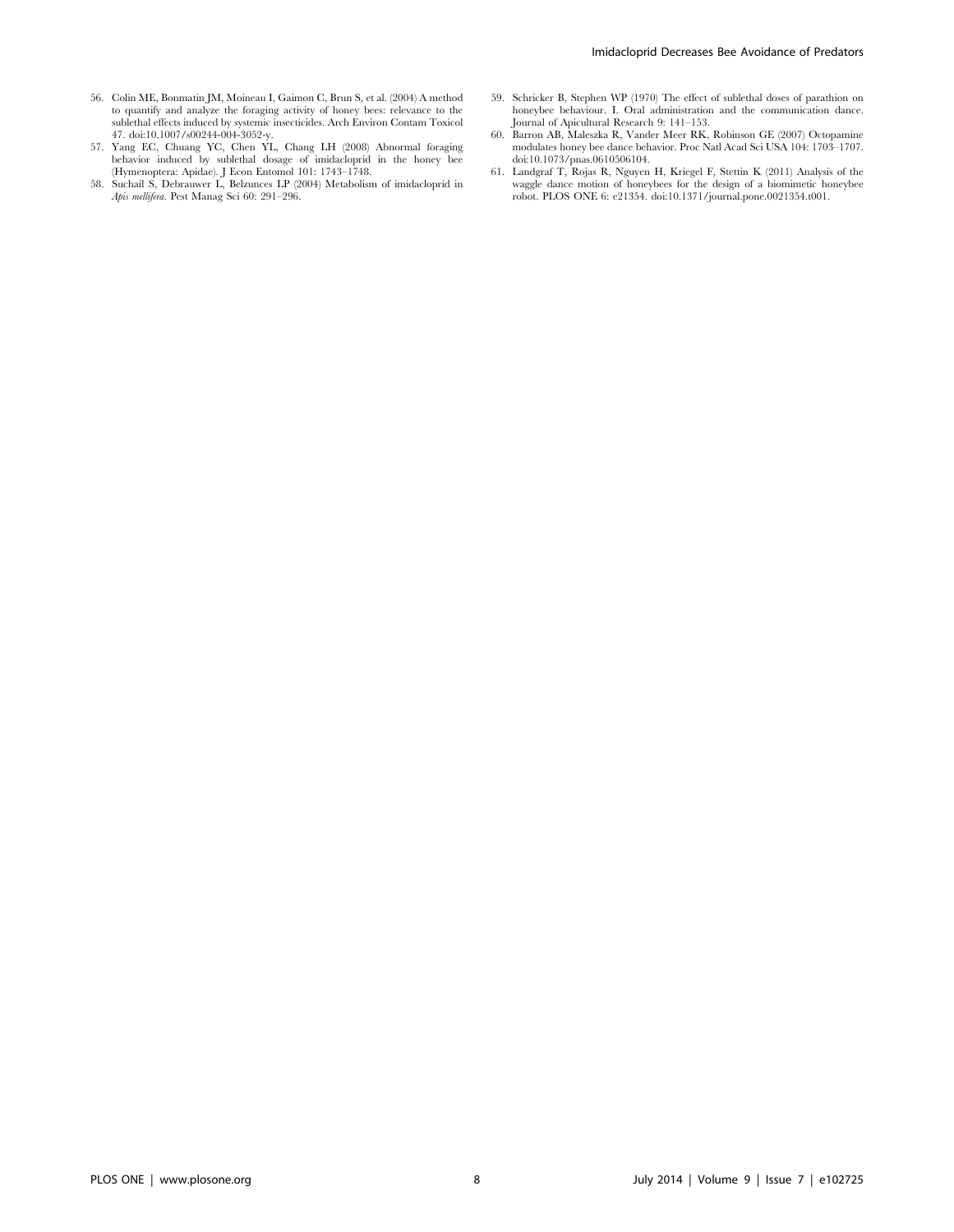56. Colin ME, Bonmatin JM, Moineau I, Gaimon C, Brun S, et al. (2004) A method to quantify and analyze the foraging activity of honey bees: relevance to the sublethal effects induced by systemic insecticides. Arch Environ Contam Toxicol 47. doi:10.1007/s00244-004-3052-y.
57. Yang EC, Chuang YC, Chen YL, Chang LH (2008) Abnormal foraging behavior induced by sublethal dosage of imidacloprid in the honey bee (Hymenoptera: Apidae). J Econ Entomol 101: 1743–1748.
58. Suchail S, Debrauwer L, Belzunces LP (2004) Metabolism of imidacloprid in *Apis mellifera*. Pest Manag Sci 60: 291–296.
59. Schricker B, Stephen WP (1970) The effect of sublethal doses of parathion on honeybee behaviour. I. Oral administration and the communication dance. Journal of Apicultural Research 9: 141–153.
60. Barron AB, Maleszka R, Vander Meer RK, Robinson GE (2007) Octopamine modulates honey bee dance behavior. Proc Natl Acad Sci USA 104: 1703–1707. doi:10.1073/pnas.0610506104.
61. Landgraf T, Rojas R, Nguyen H, Kriegel F, Stettin K (2011) Analysis of the waggle dance motion of honeybees for the design of a biomimetic honeybee robot. PLOS ONE 6: e21354. doi:10.1371/journal.pone.0021354.t001.